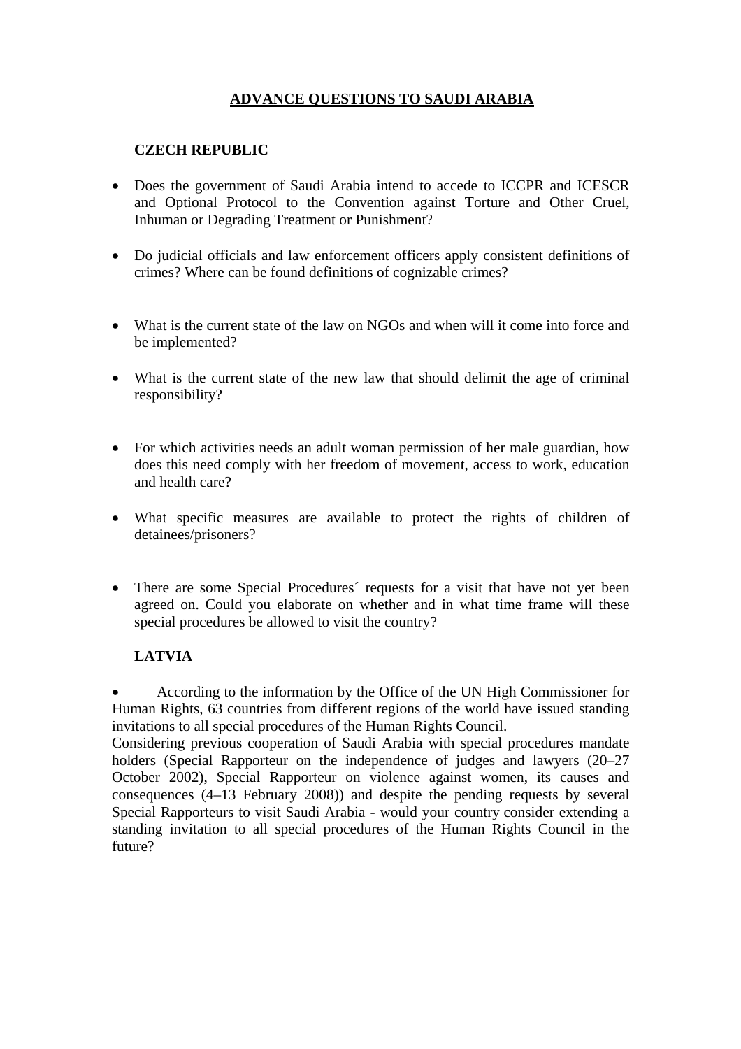# ADVANCE QUESTIONS TO SAUDI ARABIA

## CZECH REPUBLIC

- Does the government of Saudi Arabia intend to accede to ICCPR and ICESCR and Optional Protocol to the Convention against Torture and Other Cruel, Inhuman or Degrading Treatment or Punishment?

- Do judicial officials and law enforcement officers apply consistent definitions of crimes? Where can be found definitions of cognizable crimes?

- What is the current state of the law on NGOs and when will it come into force and be implemented?

- What is the current state of the new law that should delimit the age of criminal responsibility?

- For which activities needs an adult woman permission of her male guardian, how does this need comply with her freedom of movement, access to work, education and health care?

- What specific measures are available to protect the rights of children of detainees/prisoners?

- There are some Special Procedures´ requests for a visit that have not yet been agreed on. Could you elaborate on whether and in what time frame will these special procedures be allowed to visit the country?

## LATVIA

- According to the information by the Office of the UN High Commissioner for Human Rights, 63 countries from different regions of the world have issued standing invitations to all special procedures of the Human Rights Council.

Considering previous cooperation of Saudi Arabia with special procedures mandate holders (Special Rapporteur on the independence of judges and lawyers (20–27 October 2002), Special Rapporteur on violence against women, its causes and consequences (4–13 February 2008)) and despite the pending requests by several Special Rapporteurs to visit Saudi Arabia - would your country consider extending a standing invitation to all special procedures of the Human Rights Council in the future?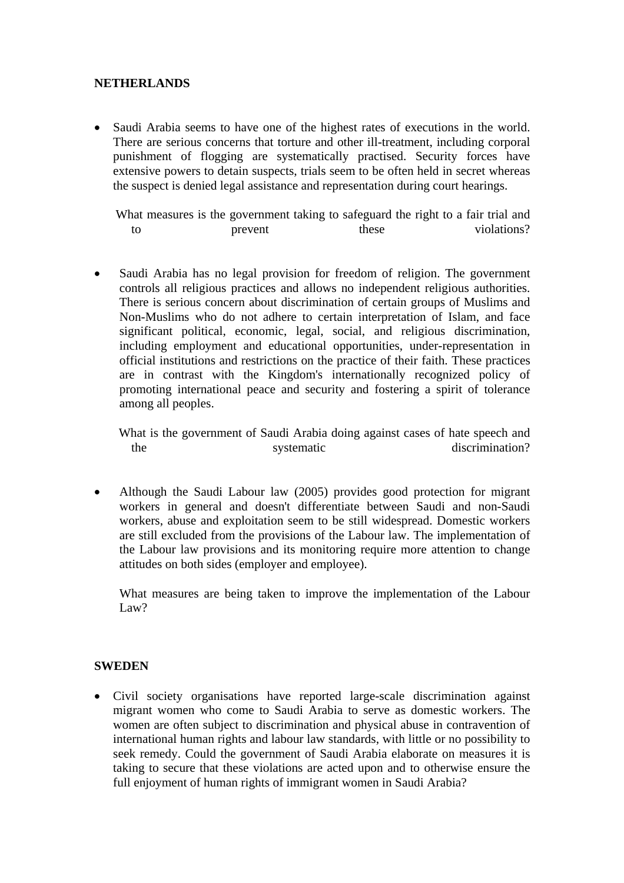**NETHERLANDS**

- Saudi Arabia seems to have one of the highest rates of executions in the world. There are serious concerns that torture and other ill-treatment, including corporal punishment of flogging are systematically practised. Security forces have extensive powers to detain suspects, trials seem to be often held in secret whereas the suspect is denied legal assistance and representation during court hearings.

  What measures is the government taking to safeguard the right to a fair trial and to prevent these violations?

- Saudi Arabia has no legal provision for freedom of religion. The government controls all religious practices and allows no independent religious authorities. There is serious concern about discrimination of certain groups of Muslims and Non-Muslims who do not adhere to certain interpretation of Islam, and face significant political, economic, legal, social, and religious discrimination, including employment and educational opportunities, under-representation in official institutions and restrictions on the practice of their faith. These practices are in contrast with the Kingdom's internationally recognized policy of promoting international peace and security and fostering a spirit of tolerance among all peoples.

  What is the government of Saudi Arabia doing against cases of hate speech and the systematic discrimination?

- Although the Saudi Labour law (2005) provides good protection for migrant workers in general and doesn't differentiate between Saudi and non-Saudi workers, abuse and exploitation seem to be still widespread. Domestic workers are still excluded from the provisions of the Labour law. The implementation of the Labour law provisions and its monitoring require more attention to change attitudes on both sides (employer and employee).

  What measures are being taken to improve the implementation of the Labour Law?

**SWEDEN**

- Civil society organisations have reported large-scale discrimination against migrant women who come to Saudi Arabia to serve as domestic workers. The women are often subject to discrimination and physical abuse in contravention of international human rights and labour law standards, with little or no possibility to seek remedy. Could the government of Saudi Arabia elaborate on measures it is taking to secure that these violations are acted upon and to otherwise ensure the full enjoyment of human rights of immigrant women in Saudi Arabia?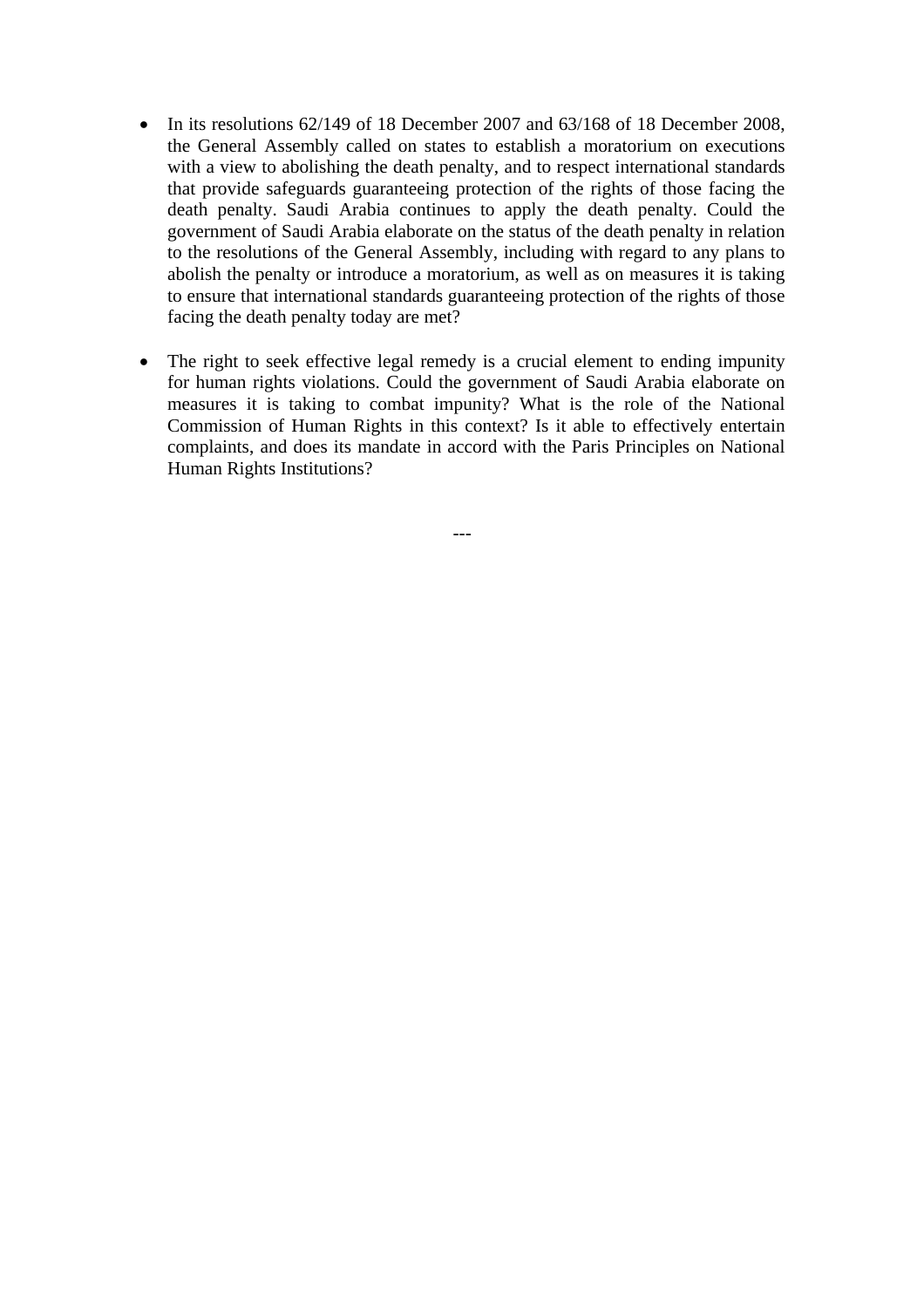- In its resolutions 62/149 of 18 December 2007 and 63/168 of 18 December 2008, the General Assembly called on states to establish a moratorium on executions with a view to abolishing the death penalty, and to respect international standards that provide safeguards guaranteeing protection of the rights of those facing the death penalty. Saudi Arabia continues to apply the death penalty. Could the government of Saudi Arabia elaborate on the status of the death penalty in relation to the resolutions of the General Assembly, including with regard to any plans to abolish the penalty or introduce a moratorium, as well as on measures it is taking to ensure that international standards guaranteeing protection of the rights of those facing the death penalty today are met?

- The right to seek effective legal remedy is a crucial element to ending impunity for human rights violations. Could the government of Saudi Arabia elaborate on measures it is taking to combat impunity? What is the role of the National Commission of Human Rights in this context? Is it able to effectively entertain complaints, and does its mandate in accord with the Paris Principles on National Human Rights Institutions?

---